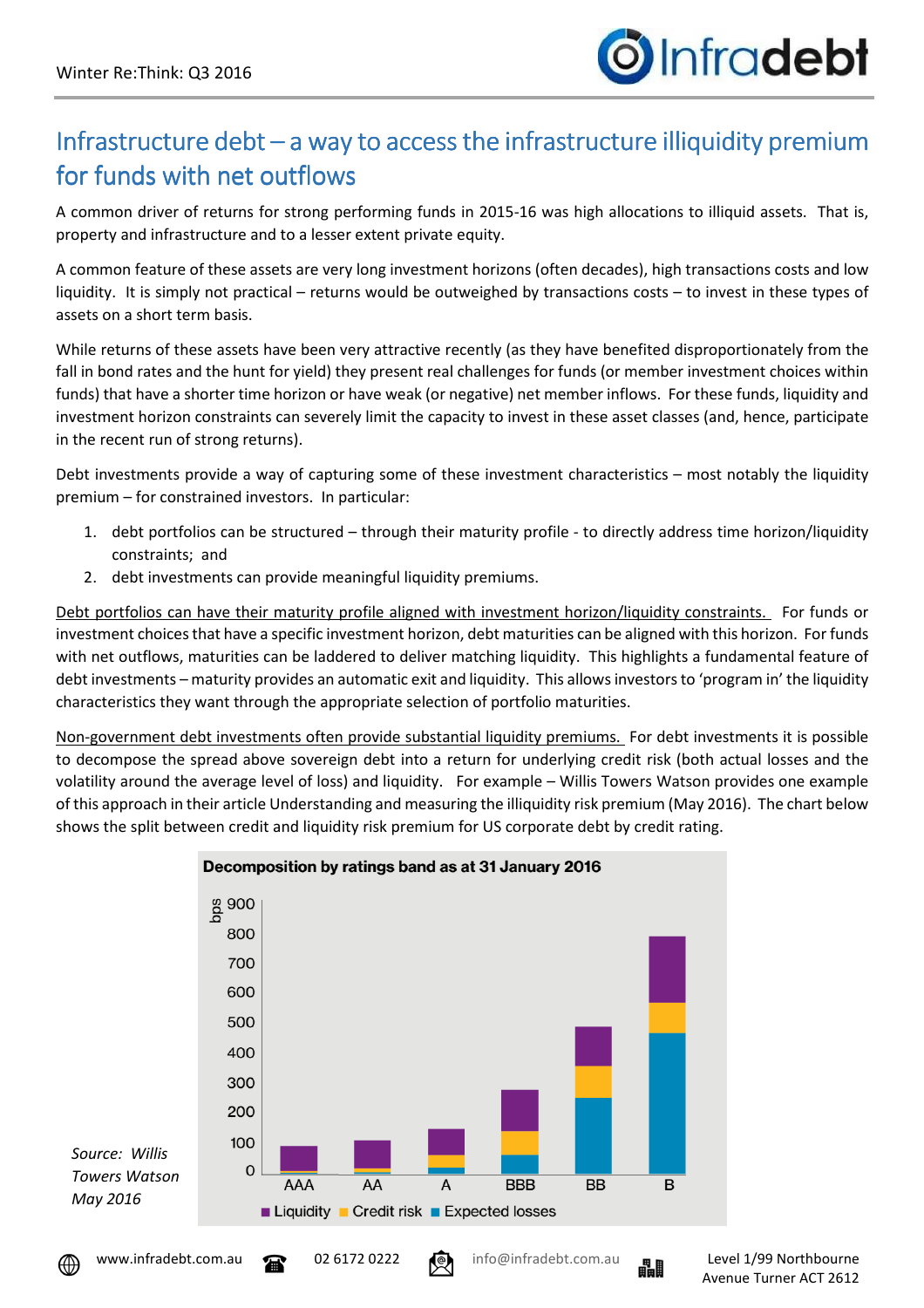# Infrastructure debt – a way to access the infrastructure illiquidity premium for funds with net outflows

A common driver of returns for strong performing funds in 2015-16 was high allocations to illiquid assets. That is, property and infrastructure and to a lesser extent private equity.

A common feature of these assets are very long investment horizons (often decades), high transactions costs and low liquidity. It is simply not practical – returns would be outweighed by transactions costs – to invest in these types of assets on a short term basis.

While returns of these assets have been very attractive recently (as they have benefited disproportionately from the fall in bond rates and the hunt for yield) they present real challenges for funds (or member investment choices within funds) that have a shorter time horizon or have weak (or negative) net member inflows. For these funds, liquidity and investment horizon constraints can severely limit the capacity to invest in these asset classes (and, hence, participate in the recent run of strong returns).

Debt investments provide a way of capturing some of these investment characteristics – most notably the liquidity premium – for constrained investors. In particular:

1. debt portfolios can be structured – through their maturity profile - to directly address time horizon/liquidity constraints; and
2. debt investments can provide meaningful liquidity premiums.

Debt portfolios can have their maturity profile aligned with investment horizon/liquidity constraints. For funds or investment choices that have a specific investment horizon, debt maturities can be aligned with this horizon. For funds with net outflows, maturities can be laddered to deliver matching liquidity. This highlights a fundamental feature of debt investments – maturity provides an automatic exit and liquidity. This allows investors to 'program in' the liquidity characteristics they want through the appropriate selection of portfolio maturities.

Non-government debt investments often provide substantial liquidity premiums. For debt investments it is possible to decompose the spread above sovereign debt into a return for underlying credit risk (both actual losses and the volatility around the average level of loss) and liquidity. For example – Willis Towers Watson provides one example of this approach in their article Understanding and measuring the illiquidity risk premium (May 2016). The chart below shows the split between credit and liquidity risk premium for US corporate debt by credit rating.

**Decomposition by ratings band as at 31 January 2016**

*Source: Willis Towers Watson May 2016*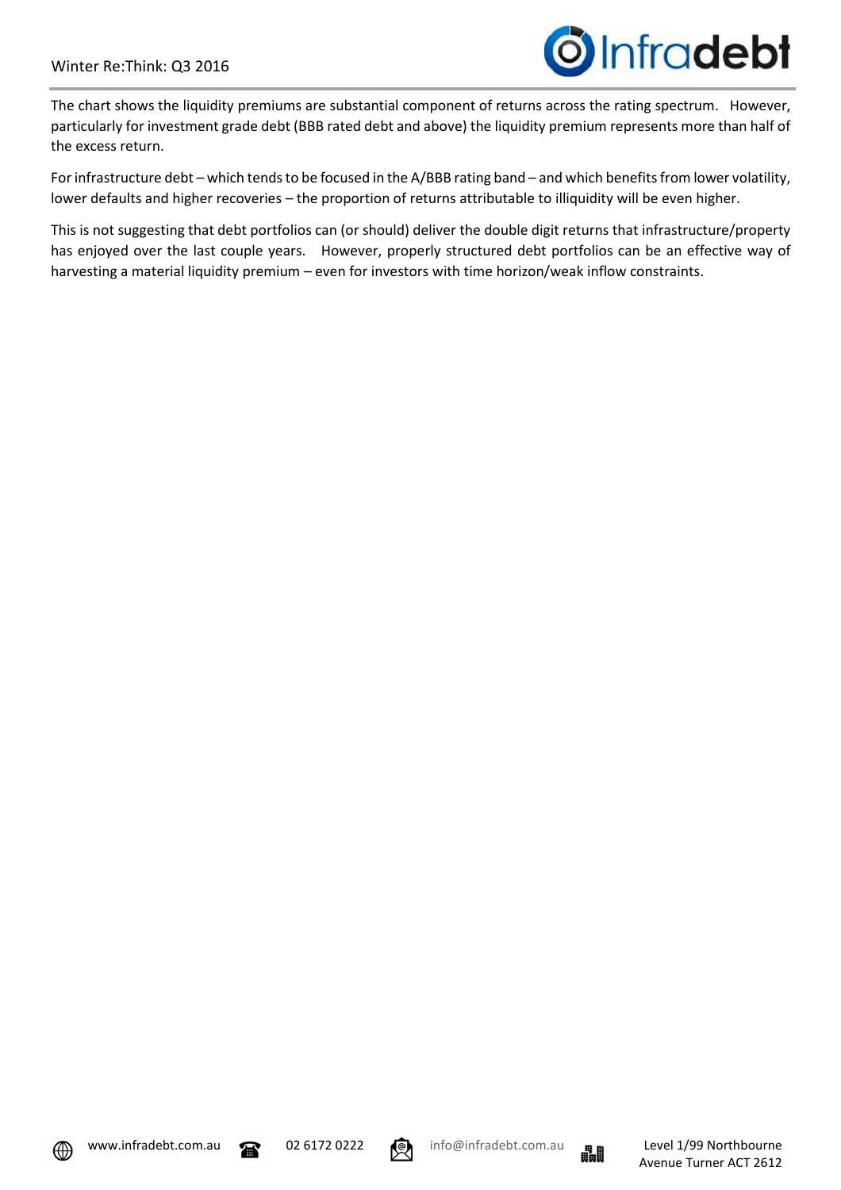The chart shows the liquidity premiums are substantial component of returns across the rating spectrum. However, particularly for investment grade debt (BBB rated debt and above) the liquidity premium represents more than half of the excess return.

For infrastructure debt – which tends to be focused in the A/BBB rating band – and which benefits from lower volatility, lower defaults and higher recoveries – the proportion of returns attributable to illiquidity will be even higher.

This is not suggesting that debt portfolios can (or should) deliver the double digit returns that infrastructure/property has enjoyed over the last couple years. However, properly structured debt portfolios can be an effective way of harvesting a material liquidity premium – even for investors with time horizon/weak inflow constraints.